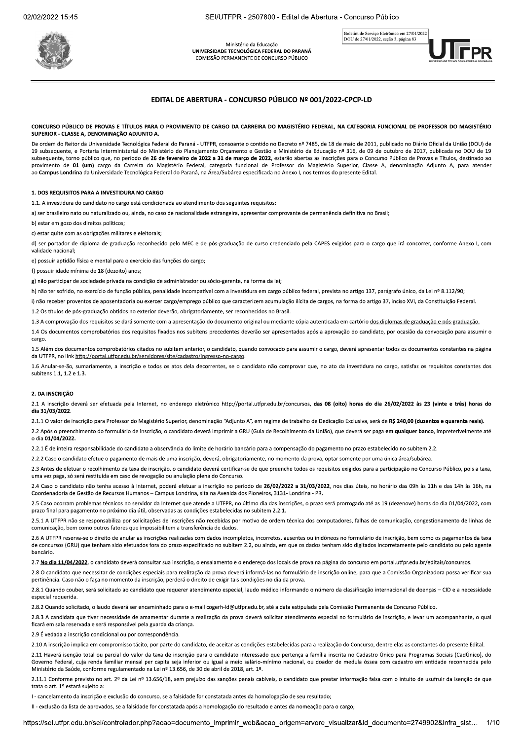Boletim de Serviço Eletrônico em 27/01/2022
DOU de 27/01/2022, seção 3, página 83

Ministério da Educação
**UNIVERSIDADE TECNOLÓGICA FEDERAL DO PARANÁ**
COMISSÃO PERMANENTE DE CONCURSO PÚBLICO

# EDITAL DE ABERTURA - CONCURSO PÚBLICO Nº 001/2022-CPCP-LD

**CONCURSO PÚBLICO DE PROVAS E TÍTULOS PARA O PROVIMENTO DE CARGO DA CARREIRA DO MAGISTÉRIO FEDERAL, NA CATEGORIA FUNCIONAL DE PROFESSOR DO MAGISTÉRIO SUPERIOR - CLASSE A, DENOMINAÇÃO ADJUNTO A.**

De ordem do Reitor da Universidade Tecnológica Federal do Paraná - UTFPR, consoante o contido no Decreto nº 7485, de 18 de maio de 2011, publicado no Diário Oficial da União (DOU) de 19 subsequente, e Portaria Interministerial do Ministério do Planejamento Orçamento e Gestão e Ministério da Educação nº 316, de 09 de outubro de 2017, publicada no DOU de 19 subsequente, torno público que, no período de **26 de fevereiro de 2022 a 31 de março de 2022**, estarão abertas as inscrições para o Concurso Público de Provas e Títulos, destinado ao provimento de **01 (um)** cargo da Carreira do Magistério Federal, categoria funcional de Professor do Magistério Superior, Classe A, denominação Adjunto A, para atender ao **Campus Londrina** da Universidade Tecnológica Federal do Paraná, na Área/Subárea especificada no Anexo I, nos termos do presente Edital.

## 1. DOS REQUISITOS PARA A INVESTIDURA NO CARGO

1.1. A investidura do candidato no cargo está condicionada ao atendimento dos seguintes requisitos:

a) ser brasileiro nato ou naturalizado ou, ainda, no caso de nacionalidade estrangeira, apresentar comprovante de permanência definitiva no Brasil;

b) estar em gozo dos direitos políticos;

c) estar quite com as obrigações militares e eleitorais;

d) ser portador de diploma de graduação reconhecido pelo MEC e de pós-graduação de curso credenciado pela CAPES exigidos para o cargo que irá concorrer, conforme Anexo I, com validade nacional;

e) possuir aptidão física e mental para o exercício das funções do cargo;

f) possuir idade mínima de 18 (dezoito) anos;

g) não participar de sociedade privada na condição de administrador ou sócio-gerente, na forma da lei;

h) não ter sofrido, no exercício de função pública, penalidade incompatível com a investidura em cargo público federal, prevista no artigo 137, parágrafo único, da Lei nº 8.112/90;

i) não receber proventos de aposentadoria ou exercer cargo/emprego público que caracterizem acumulação ilícita de cargos, na forma do artigo 37, inciso XVI, da Constituição Federal.

1.2 Os títulos de pós-graduação obtidos no exterior deverão, obrigatoriamente, ser reconhecidos no Brasil.

1.3 A comprovação dos requisitos se dará somente com a apresentação do documento original ou mediante cópia autenticada em cartório dos diplomas de graduação e pós-graduação.

1.4 Os documentos comprobatórios dos requisitos fixados nos subitens precedentes deverão ser apresentados após a aprovação do candidato, por ocasião da convocação para assumir o cargo.

1.5 Além dos documentos comprobatórios citados no subitem anterior, o candidato, quando convocado para assumir o cargo, deverá apresentar todos os documentos constantes na página da UTFPR, no link http://portal.utfpr.edu.br/servidores/site/cadastro/ingresso-no-cargo.

1.6 Anular-se-ão, sumariamente, a inscrição e todos os atos dela decorrentes, se o candidato não comprovar que, no ato da investidura no cargo, satisfaz os requisitos constantes dos subitens 1.1, 1.2 e 1.3.

## 2. DA INSCRIÇÃO

2.1 A inscrição deverá ser efetuada pela Internet, no endereço eletrônico http://portal.utfpr.edu.br/concursos, **das 08 (oito) horas do dia 26/02/2022 às 23 (vinte e três) horas do dia 31/03/2022**.

2.1.1 O valor de inscrição para Professor do Magistério Superior, denominação "Adjunto A", em regime de trabalho de Dedicação Exclusiva, será de **R$ 240,00 (duzentos e quarenta reais)**.

2.2 Após o preenchimento do formulário de inscrição, o candidato deverá imprimir a GRU (Guia de Recolhimento da União), que deverá ser paga **em qualquer banco**, impreterivelmente até o dia **01/04/2022.**

2.2.1 É de inteira responsabilidade do candidato a observância do limite de horário bancário para a compensação do pagamento no prazo estabelecido no subitem 2.2.

2.2.2 Caso o candidato efetue o pagamento de mais de uma inscrição, deverá, obrigatoriamente, no momento da prova, optar somente por uma única área/subárea.

2.3 Antes de efetuar o recolhimento da taxa de inscrição, o candidato deverá certificar-se de que preenche todos os requisitos exigidos para a participação no Concurso Público, pois a taxa, uma vez paga, só será restituída em caso de revogação ou anulação plena do Concurso.

2.4 Caso o candidato não tenha acesso à Internet, poderá efetuar a inscrição no período de **26/02/2022 a 31/03/2022**, nos dias úteis, no horário das 09h às 11h e das 14h às 16h, na Coordenadoria de Gestão de Recursos Humanos – Campus Londrina, sita na Avenida dos Pioneiros, 3131- Londrina - PR.

2.5 Caso ocorram problemas técnicos no servidor da Internet que atende a UTFPR, no último dia das inscrições, o prazo será prorrogado até as 19 (dezenove) horas do dia 01/04/2022, com prazo final para pagamento no próximo dia útil, observadas as condições estabelecidas no subitem 2.2.1.

2.5.1 A UTFPR não se responsabiliza por solicitações de inscrições não recebidas por motivo de ordem técnica dos computadores, falhas de comunicação, congestionamento de linhas de comunicação, bem como outros fatores que impossibilitem a transferência de dados.

2.6 A UTFPR reserva-se o direito de anular as inscrições realizadas com dados incompletos, incorretos, ausentes ou inidôneos no formulário de inscrição, bem como os pagamentos da taxa de concursos (GRU) que tenham sido efetuados fora do prazo especificado no subitem 2.2, ou ainda, em que os dados tenham sido digitados incorretamente pelo candidato ou pelo agente bancário.

2.7 **No dia 11/04/2022**, o candidato deverá consultar sua inscrição, o ensalamento e o endereço dos locais de prova na página do concurso em portal.utfpr.edu.br/editais/concursos.

2.8 O candidato que necessitar de condições especiais para realização da prova deverá informá-las no formulário de inscrição online, para que a Comissão Organizadora possa verificar sua pertinência. Caso não o faça no momento da inscrição, perderá o direito de exigir tais condições no dia da prova.

2.8.1 Quando couber, será solicitado ao candidato que requerer atendimento especial, laudo médico informando o número da classificação internacional de doenças – CID e a necessidade especial requerida.

2.8.2 Quando solicitado, o laudo deverá ser encaminhado para o e-mail cogerh-ld@utfpr.edu.br, até a data estipulada pela Comissão Permanente de Concurso Público.

2.8.3 A candidata que tiver necessidade de amamentar durante a realização da prova deverá solicitar atendimento especial no formulário de inscrição, e levar um acompanhante, o qual ficará em sala reservada e será responsável pela guarda da criança.

2.9 É vedada a inscrição condicional ou por correspondência.

2.10 A inscrição implica em compromisso tácito, por parte do candidato, de aceitar as condições estabelecidas para a realização do Concurso, dentre elas as constantes do presente Edital.

2.11 Haverá isenção total ou parcial do valor da taxa de inscrição para o candidato interessado que pertença a família inscrita no Cadastro Único para Programas Sociais (CadÚnico), do Governo Federal, cuja renda familiar mensal per capita seja inferior ou igual a meio salário-mínimo nacional, ou doador de medula óssea com cadastro em entidade reconhecida pelo Ministério da Saúde, conforme regulamentado na Lei nº 13.656, de 30 de abril de 2018, art. 1º.

2.11.1 Conforme previsto no art. 2º da Lei nº 13.656/18, sem prejuízo das sanções penais cabíveis, o candidato que prestar informação falsa com o intuito de usufruir da isenção de que trata o art. 1º estará sujeito a:

I - cancelamento da inscrição e exclusão do concurso, se a falsidade for constatada antes da homologação de seu resultado;

II - exclusão da lista de aprovados, se a falsidade for constatada após a homologação do resultado e antes da nomeação para o cargo;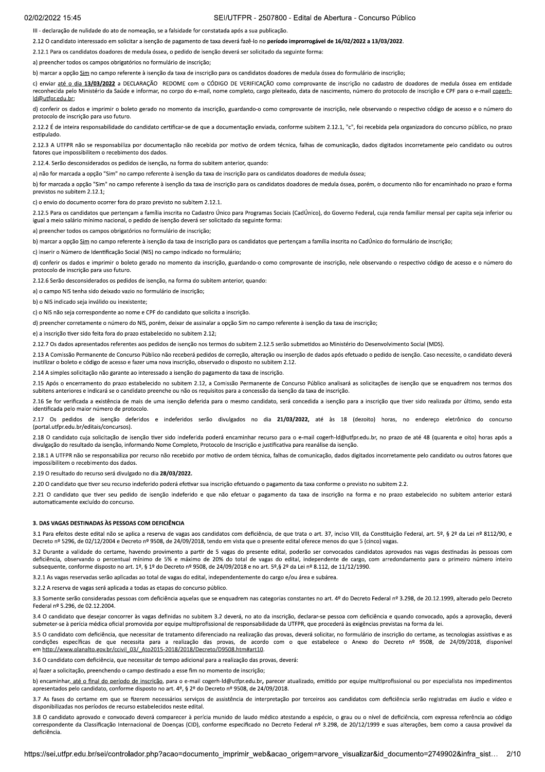III - declaração de nulidade do ato de nomeação, se a falsidade for constatada após a sua publicação.

2.12 O candidato interessado em solicitar a isenção de pagamento de taxa deverá fazê-lo no **período improrrogável de 16/02/2022 a 13/03/2022**.

2.12.1 Para os candidatos doadores de medula óssea, o pedido de isenção deverá ser solicitado da seguinte forma:

a) preencher todos os campos obrigatórios no formulário de inscrição;

b) marcar a opção Sim no campo referente à isenção da taxa de inscrição para os candidatos doadores de medula óssea do formulário de inscrição;

c) enviar até o dia **13/03/2022** a DECLARAÇÃO REDOME com o CÓDIGO DE VERIFICAÇÃO como comprovante de inscrição no cadastro de doadores de medula óssea em entidade reconhecida pelo Ministério da Saúde e informar, no corpo do e-mail, nome completo, cargo pleiteado, data de nascimento, número do protocolo de inscrição e CPF para o e-mail cogerh-ld@utfpr.edu.br;

d) conferir os dados e imprimir o boleto gerado no momento da inscrição, guardando-o como comprovante de inscrição, nele observando o respectivo código de acesso e o número do protocolo de inscrição para uso futuro.

2.12.2 É de inteira responsabilidade do candidato certificar-se de que a documentação enviada, conforme subitem 2.12.1, "c", foi recebida pela organizadora do concurso público, no prazo estipulado.

2.12.3 A UTFPR não se responsabiliza por documentação não recebida por motivo de ordem técnica, falhas de comunicação, dados digitados incorretamente pelo candidato ou outros fatores que impossibilitem o recebimento dos dados.

2.12.4. Serão desconsiderados os pedidos de isenção, na forma do subitem anterior, quando:

a) não for marcada a opção "Sim" no campo referente à isenção da taxa de inscrição para os candidatos doadores de medula óssea;

b) for marcada a opção "Sim" no campo referente à isenção da taxa de inscrição para os candidatos doadores de medula óssea, porém, o documento não for encaminhado no prazo e forma previstos no subitem 2.12.1;

c) o envio do documento ocorrer fora do prazo previsto no subitem 2.12.1.

2.12.5 Para os candidatos que pertençam a família inscrita no Cadastro Único para Programas Sociais (CadÚnico), do Governo Federal, cuja renda familiar mensal per capita seja inferior ou igual a meio salário mínimo nacional, o pedido de isenção deverá ser solicitado da seguinte forma:

a) preencher todos os campos obrigatórios no formulário de inscrição;

b) marcar a opção Sim no campo referente à isenção da taxa de inscrição para os candidatos que pertençam a família inscrita no CadÚnico do formulário de inscrição;

c) inserir o Número de Identificação Social (NIS) no campo indicado no formulário;

d) conferir os dados e imprimir o boleto gerado no momento da inscrição, guardando-o como comprovante de inscrição, nele observando o respectivo código de acesso e o número do protocolo de inscrição para uso futuro.

2.12.6 Serão desconsiderados os pedidos de isenção, na forma do subitem anterior, quando:

a) o campo NIS tenha sido deixado vazio no formulário de inscrição;

b) o NIS indicado seja inválido ou inexistente;

c) o NIS não seja correspondente ao nome e CPF do candidato que solicita a inscrição.

d) preencher corretamente o número do NIS, porém, deixar de assinalar a opção Sim no campo referente à isenção da taxa de inscrição;

e) a inscrição tiver sido feita fora do prazo estabelecido no subitem 2.12;

2.12.7 Os dados apresentados referentes aos pedidos de isenção nos termos do subitem 2.12.5 serão submetidos ao Ministério do Desenvolvimento Social (MDS).

2.13 A Comissão Permanente de Concurso Público não receberá pedidos de correção, alteração ou inserção de dados após efetuado o pedido de isenção. Caso necessite, o candidato deverá inutilizar o boleto e código de acesso e fazer uma nova inscrição, observado o disposto no subitem 2.12.

2.14 A simples solicitação não garante ao interessado a isenção do pagamento da taxa de inscrição.

2.15 Após o encerramento do prazo estabelecido no subitem 2.12, a Comissão Permanente de Concurso Público analisará as solicitações de isenção que se enquadrem nos termos dos subitens anteriores e indicará se o candidato preenche ou não os requisitos para a concessão da isenção da taxa de inscrição.

2.16 Se for verificada a existência de mais de uma isenção deferida para o mesmo candidato, será concedida a isenção para a inscrição que tiver sido realizada por último, sendo esta identificada pelo maior número de protocolo.

2.17 Os pedidos de isenção deferidos e indeferidos serão divulgados no dia **21/03/2022**, até às 18 (dezoito) horas, no endereço eletrônico do concurso (portal.utfpr.edu.br/editais/concursos).

2.18 O candidato cuja solicitação de isenção tiver sido indeferida poderá encaminhar recurso para o e-mail cogerh-ld@utfpr.edu.br, no prazo de até 48 (quarenta e oito) horas após a divulgação do resultado da isenção, informando Nome Completo, Protocolo de Inscrição e justificativa para reanálise da isenção.

2.18.1 A UTFPR não se responsabiliza por recurso não recebido por motivo de ordem técnica, falhas de comunicação, dados digitados incorretamente pelo candidato ou outros fatores que impossibilitem o recebimento dos dados.

2.19 O resultado do recurso será divulgado no dia **28/03/2022.**

2.20 O candidato que tiver seu recurso indeferido poderá efetivar sua inscrição efetuando o pagamento da taxa conforme o previsto no subitem 2.2.

2.21 O candidato que tiver seu pedido de isenção indeferido e que não efetuar o pagamento da taxa de inscrição na forma e no prazo estabelecido no subitem anterior estará automaticamente excluído do concurso.

### 3. DAS VAGAS DESTINADAS ÀS PESSOAS COM DEFICIÊNCIA

3.1 Para efeitos deste edital não se aplica a reserva de vagas aos candidatos com deficiência, de que trata o art. 37, inciso VIII, da Constituição Federal, art. 5º, § 2º da Lei nº 8112/90, e Decreto nº 5296, de 02/12/2004 e Decreto nº 9508, de 24/09/2018, tendo em vista que o presente edital oferece menos do que 5 (cinco) vagas.

3.2 Durante a validade do certame, havendo provimento a partir de 5 vagas do presente edital, poderão ser convocados candidatos aprovados nas vagas destinadas às pessoas com deficiência, observando o percentual mínimo de 5% e máximo de 20% do total de vagas do edital, independente de cargo, com arredondamento para o primeiro número inteiro subsequente, conforme disposto no art. 1º, § 1º do Decreto nº 9508, de 24/09/2018 e no art. 5º,§ 2º da Lei nº 8.112, de 11/12/1990.

3.2.1 As vagas reservadas serão aplicadas ao total de vagas do edital, independentemente do cargo e/ou área e subárea.

3.2.2 A reserva de vagas será aplicada a todas as etapas do concurso público.

3.3 Somente serão consideradas pessoas com deficiência aquelas que se enquadrem nas categorias constantes no art. 4º do Decreto Federal nº 3.298, de 20.12.1999, alterado pelo Decreto Federal nº 5.296, de 02.12.2004.

3.4 O candidato que desejar concorrer às vagas definidas no subitem 3.2 deverá, no ato da inscrição, declarar-se pessoa com deficiência e quando convocado, após a aprovação, deverá submeter-se à perícia médica oficial promovida por equipe multiprofissional de responsabilidade da UTFPR, que procederá às exigências previstas na forma da lei.

3.5 O candidato com deficiência, que necessitar de tratamento diferenciado na realização das provas, deverá solicitar, no formulário de inscrição do certame, as tecnologias assistivas e as condições específicas de que necessita para a realização das provas, de acordo com o que estabelece o Anexo do Decreto nº 9508, de 24/09/2018, disponível em http://www.planalto.gov.br/ccivil_03/_Ato2015-2018/2018/Decreto/D9508.htm#art10.

3.6 O candidato com deficiência, que necessitar de tempo adicional para a realização das provas, deverá:

a) fazer a solicitação, preenchendo o campo destinado a esse fim no momento de inscrição;

b) encaminhar, até o final do período de inscrição, para o e-mail cogerh-ld@utfpr.edu.br, parecer atualizado, emitido por equipe multiprofissional ou por especialista nos impedimentos apresentados pelo candidato, conforme disposto no art. 4º, § 2º do Decreto nº 9508, de 24/09/2018.

3.7 As fases do certame em que se fizerem necessários serviços de assistência de interpretação por terceiros aos candidatos com deficiência serão registradas em áudio e vídeo e disponibilizadas nos períodos de recurso estabelecidos neste edital.

3.8 O candidato aprovado e convocado deverá comparecer à perícia munido de laudo médico atestando a espécie, o grau ou o nível de deficiência, com expressa referência ao código correspondente da Classificação Internacional de Doenças (CID), conforme especificado no Decreto Federal nº 3.298, de 20/12/1999 e suas alterações, bem como a causa provável da deficiência.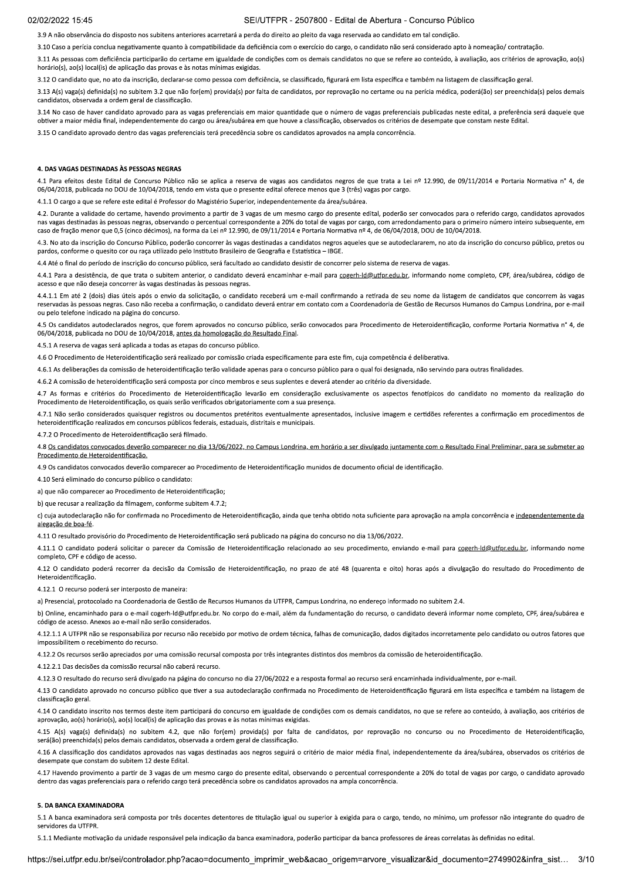3.9 A não observância do disposto nos subitens anteriores acarretará a perda do direito ao pleito da vaga reservada ao candidato em tal condição.

3.10 Caso a perícia conclua negativamente quanto à compatibilidade da deficiência com o exercício do cargo, o candidato não será considerado apto à nomeação/ contratação.

3.11 As pessoas com deficiência participarão do certame em igualdade de condições com os demais candidatos no que se refere ao conteúdo, à avaliação, aos critérios de aprovação, ao(s) horário(s), ao(s) local(is) de aplicação das provas e às notas mínimas exigidas.

3.12 O candidato que, no ato da inscrição, declarar-se como pessoa com deficiência, se classificado, figurará em lista específica e também na listagem de classificação geral.

3.13 A(s) vaga(s) definida(s) no subitem 3.2 que não for(em) provida(s) por falta de candidatos, por reprovação no certame ou na perícia médica, poderá(ão) ser preenchida(s) pelos demais candidatos, observada a ordem geral de classificação.

3.14 No caso de haver candidato aprovado para as vagas preferenciais em maior quantidade que o número de vagas preferenciais publicadas neste edital, a preferência será daquele que obtiver a maior média final, independentemente do cargo ou área/subárea em que houve a classificação, observados os critérios de desempate que constam neste Edital.

3.15 O candidato aprovado dentro das vagas preferenciais terá precedência sobre os candidatos aprovados na ampla concorrência.

**4. DAS VAGAS DESTINADAS ÀS PESSOAS NEGRAS**

4.1 Para efeitos deste Edital de Concurso Público não se aplica a reserva de vagas aos candidatos negros de que trata a Lei nº 12.990, de 09/11/2014 e Portaria Normativa n° 4, de 06/04/2018, publicada no DOU de 10/04/2018, tendo em vista que o presente edital oferece menos que 3 (três) vagas por cargo.

4.1.1 O cargo a que se refere este edital é Professor do Magistério Superior, independentemente da área/subárea.

4.2. Durante a validade do certame, havendo provimento a partir de 3 vagas de um mesmo cargo do presente edital, poderão ser convocados para o referido cargo, candidatos aprovados nas vagas destinadas às pessoas negras, observando o percentual correspondente a 20% do total de vagas por cargo, com arredondamento para o primeiro número inteiro subsequente, em caso de fração menor que 0,5 (cinco décimos), na forma da Lei nº 12.990, de 09/11/2014 e Portaria Normativa nº 4, de 06/04/2018, DOU de 10/04/2018.

4.3. No ato da inscrição do Concurso Público, poderão concorrer às vagas destinadas a candidatos negros aqueles que se autodeclararem, no ato da inscrição do concurso público, pretos ou pardos, conforme o quesito cor ou raça utilizado pelo Instituto Brasileiro de Geografia e Estatística – IBGE.

4.4 Até o final do período de inscrição do concurso público, será facultado ao candidato desistir de concorrer pelo sistema de reserva de vagas.

4.4.1 Para a desistência, de que trata o subitem anterior, o candidato deverá encaminhar e-mail para cogerh-ld@utfpr.edu.br, informando nome completo, CPF, área/subárea, código de acesso e que não deseja concorrer às vagas destinadas às pessoas negras.

4.4.1.1 Em até 2 (dois) dias úteis após o envio da solicitação, o candidato receberá um e-mail confirmando a retirada de seu nome da listagem de candidatos que concorrem às vagas reservadas às pessoas negras. Caso não receba a confirmação, o candidato deverá entrar em contato com a Coordenadoria de Gestão de Recursos Humanos do Campus Londrina, por e-mail ou pelo telefone indicado na página do concurso.

4.5 Os candidatos autodeclarados negros, que forem aprovados no concurso público, serão convocados para Procedimento de Heteroidentificação, conforme Portaria Normativa n° 4, de 06/04/2018, publicada no DOU de 10/04/2018, antes da homologação do Resultado Final.

4.5.1 A reserva de vagas será aplicada a todas as etapas do concurso público.

4.6 O Procedimento de Heteroidentificação será realizado por comissão criada especificamente para este fim, cuja competência é deliberativa.

4.6.1 As deliberações da comissão de heteroidentificação terão validade apenas para o concurso público para o qual foi designada, não servindo para outras finalidades.

4.6.2 A comissão de heteroidentificação será composta por cinco membros e seus suplentes e deverá atender ao critério da diversidade.

4.7 As formas e critérios do Procedimento de Heteroidentificação levarão em consideração exclusivamente os aspectos fenotípicos do candidato no momento da realização do Procedimento de Heteroidentificação, os quais serão verificados obrigatoriamente com a sua presença.

4.7.1 Não serão considerados quaisquer registros ou documentos pretéritos eventualmente apresentados, inclusive imagem e certidões referentes a confirmação em procedimentos de heteroidentificação realizados em concursos públicos federais, estaduais, distritais e municipais.

4.7.2 O Procedimento de Heteroidentificação será filmado.

4.8 Os candidatos convocados deverão comparecer no dia 13/06/2022, no Campus Londrina, em horário a ser divulgado juntamente com o Resultado Final Preliminar, para se submeter ao Procedimento de Heteroidentificação.

4.9 Os candidatos convocados deverão comparecer ao Procedimento de Heteroidentificação munidos de documento oficial de identificação.

4.10 Será eliminado do concurso público o candidato:

a) que não comparecer ao Procedimento de Heteroidentificação;

b) que recusar a realização da filmagem, conforme subitem 4.7.2;

c) cuja autodeclaração não for confirmada no Procedimento de Heteroidentificação, ainda que tenha obtido nota suficiente para aprovação na ampla concorrência e independentemente da alegação de boa-fé.

4.11 O resultado provisório do Procedimento de Heteroidentificação será publicado na página do concurso no dia 13/06/2022.

4.11.1 O candidato poderá solicitar o parecer da Comissão de Heteroidentificação relacionado ao seu procedimento, enviando e-mail para cogerh-ld@utfpr.edu.br, informando nome completo, CPF e código de acesso.

4.12 O candidato poderá recorrer da decisão da Comissão de Heteroidentificação, no prazo de até 48 (quarenta e oito) horas após a divulgação do resultado do Procedimento de Heteroidentificação.

4.12.1 O recurso poderá ser interposto de maneira:

a) Presencial, protocolado na Coordenadoria de Gestão de Recursos Humanos da UTFPR, Campus Londrina, no endereço informado no subitem 2.4.

b) Online, encaminhado para o e-mail cogerh-ld@utfpr.edu.br. No corpo do e-mail, além da fundamentação do recurso, o candidato deverá informar nome completo, CPF, área/subárea e código de acesso. Anexos ao e-mail não serão considerados.

4.12.1.1 A UTFPR não se responsabiliza por recurso não recebido por motivo de ordem técnica, falhas de comunicação, dados digitados incorretamente pelo candidato ou outros fatores que impossibilitem o recebimento do recurso.

4.12.2 Os recursos serão apreciados por uma comissão recursal composta por três integrantes distintos dos membros da comissão de heteroidentificação.

4.12.2.1 Das decisões da comissão recursal não caberá recurso.

4.12.3 O resultado do recurso será divulgado na página do concurso no dia 27/06/2022 e a resposta formal ao recurso será encaminhada individualmente, por e-mail.

4.13 O candidato aprovado no concurso público que tiver a sua autodeclaração confirmada no Procedimento de Heteroidentificação figurará em lista específica e também na listagem de classificação geral.

4.14 O candidato inscrito nos termos deste item participará do concurso em igualdade de condições com os demais candidatos, no que se refere ao conteúdo, à avaliação, aos critérios de aprovação, ao(s) horário(s), ao(s) local(is) de aplicação das provas e às notas mínimas exigidas.

4.15 A(s) vaga(s) definida(s) no subitem 4.2, que não for(em) provida(s) por falta de candidatos, por reprovação no concurso ou no Procedimento de Heteroidentificação, será(ão) preenchida(s) pelos demais candidatos, observada a ordem geral de classificação.

4.16 A classificação dos candidatos aprovados nas vagas destinadas aos negros seguirá o critério de maior média final, independentemente da área/subárea, observados os critérios de desempate que constam do subitem 12 deste Edital.

4.17 Havendo provimento a partir de 3 vagas de um mesmo cargo do presente edital, observando o percentual correspondente a 20% do total de vagas por cargo, o candidato aprovado dentro das vagas preferenciais para o referido cargo terá precedência sobre os candidatos aprovados na ampla concorrência.

**5. DA BANCA EXAMINADORA**

5.1 A banca examinadora será composta por três docentes detentores de titulação igual ou superior à exigida para o cargo, tendo, no mínimo, um professor não integrante do quadro de servidores da UTFPR.

5.1.1 Mediante motivação da unidade responsável pela indicação da banca examinadora, poderão participar da banca professores de áreas correlatas às definidas no edital.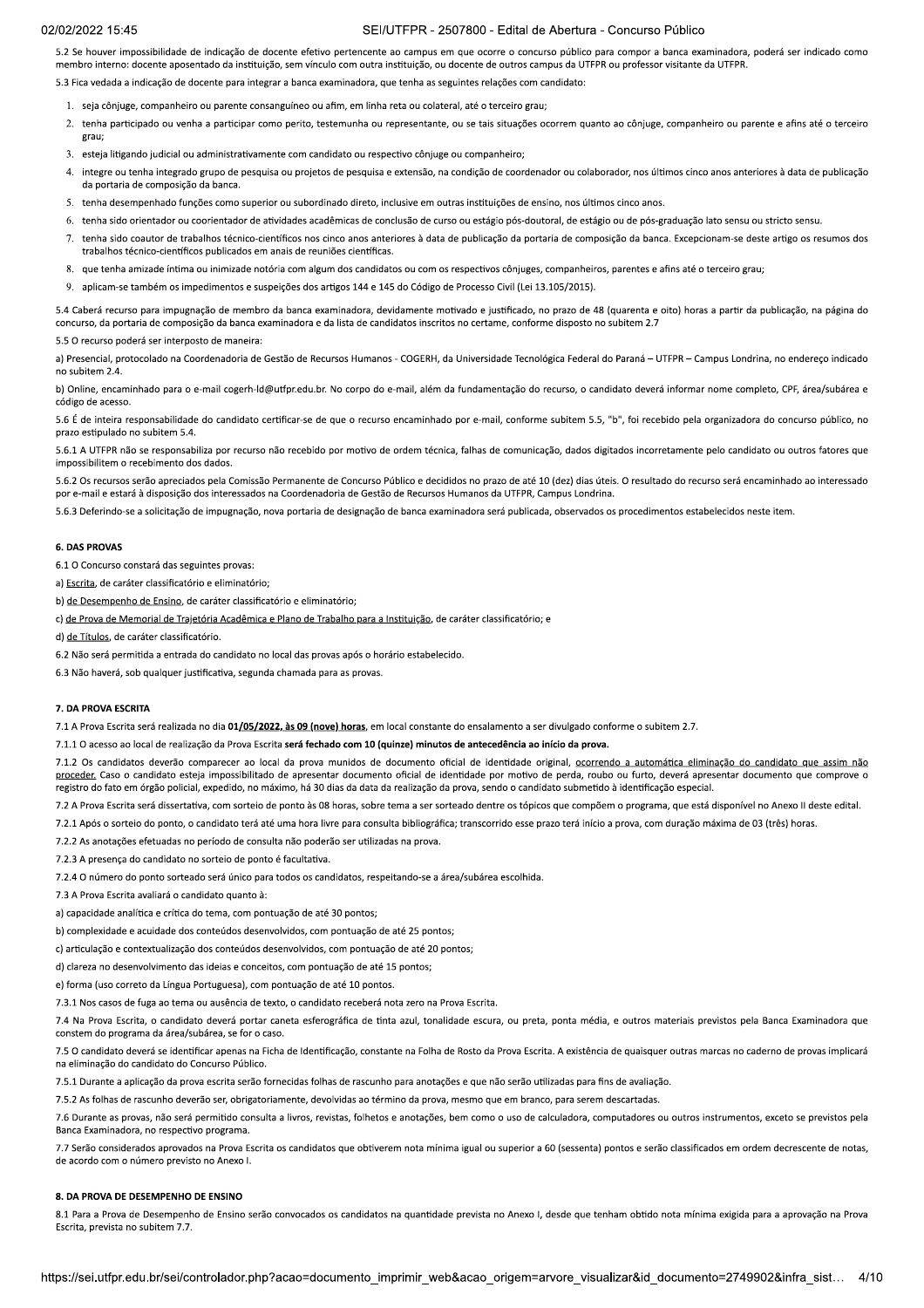5.2 Se houver impossibilidade de indicação de docente efetivo pertencente ao campus em que ocorre o concurso público para compor a banca examinadora, poderá ser indicado como membro interno: docente aposentado da instituição, sem vínculo com outra instituição, ou docente de outros campus da UTFPR ou professor visitante da UTFPR.

5.3 Fica vedada a indicação de docente para integrar a banca examinadora, que tenha as seguintes relações com candidato:

1. seja cônjuge, companheiro ou parente consanguíneo ou afim, em linha reta ou colateral, até o terceiro grau;
2. tenha participado ou venha a participar como perito, testemunha ou representante, ou se tais situações ocorrem quanto ao cônjuge, companheiro ou parente e afins até o terceiro grau;
3. esteja litigando judicial ou administrativamente com candidato ou respectivo cônjuge ou companheiro;
4. integre ou tenha integrado grupo de pesquisa ou projetos de pesquisa e extensão, na condição de coordenador ou colaborador, nos últimos cinco anos anteriores à data de publicação da portaria de composição da banca.
5. tenha desempenhado funções como superior ou subordinado direto, inclusive em outras instituições de ensino, nos últimos cinco anos.
6. tenha sido orientador ou coorientador de atividades acadêmicas de conclusão de curso ou estágio pós-doutoral, de estágio ou de pós-graduação lato sensu ou stricto sensu.
7. tenha sido coautor de trabalhos técnico-científicos nos cinco anos anteriores à data de publicação da portaria de composição da banca. Excepcionam-se deste artigo os resumos dos trabalhos técnico-científicos publicados em anais de reuniões científicas.
8. que tenha amizade íntima ou inimizade notória com algum dos candidatos ou com os respectivos cônjuges, companheiros, parentes e afins até o terceiro grau;
9. aplicam-se também os impedimentos e suspeições dos artigos 144 e 145 do Código de Processo Civil (Lei 13.105/2015).

5.4 Caberá recurso para impugnação de membro da banca examinadora, devidamente motivado e justificado, no prazo de 48 (quarenta e oito) horas a partir da publicação, na página do concurso, da portaria de composição da banca examinadora e da lista de candidatos inscritos no certame, conforme disposto no subitem 2.7

5.5 O recurso poderá ser interposto de maneira:

a) Presencial, protocolado na Coordenadoria de Gestão de Recursos Humanos - COGERH, da Universidade Tecnológica Federal do Paraná – UTFPR – Campus Londrina, no endereço indicado no subitem 2.4.

b) Online, encaminhado para o e-mail cogerh-ld@utfpr.edu.br. No corpo do e-mail, além da fundamentação do recurso, o candidato deverá informar nome completo, CPF, área/subárea e código de acesso.

5.6 É de inteira responsabilidade do candidato certificar-se de que o recurso encaminhado por e-mail, conforme subitem 5.5, "b", foi recebido pela organizadora do concurso público, no prazo estipulado no subitem 5.4.

5.6.1 A UTFPR não se responsabiliza por recurso não recebido por motivo de ordem técnica, falhas de comunicação, dados digitados incorretamente pelo candidato ou outros fatores que impossibilitem o recebimento dos dados.

5.6.2 Os recursos serão apreciados pela Comissão Permanente de Concurso Público e decididos no prazo de até 10 (dez) dias úteis. O resultado do recurso será encaminhado ao interessado por e-mail e estará à disposição dos interessados na Coordenadoria de Gestão de Recursos Humanos da UTFPR, Campus Londrina.

5.6.3 Deferindo-se a solicitação de impugnação, nova portaria de designação de banca examinadora será publicada, observados os procedimentos estabelecidos neste item.

### 6. DAS PROVAS

6.1 O Concurso constará das seguintes provas:

a) Escrita, de caráter classificatório e eliminatório;

b) de Desempenho de Ensino, de caráter classificatório e eliminatório;

c) de Prova de Memorial de Trajetória Acadêmica e Plano de Trabalho para a Instituição, de caráter classificatório; e

d) de Títulos, de caráter classificatório.

6.2 Não será permitida a entrada do candidato no local das provas após o horário estabelecido.

6.3 Não haverá, sob qualquer justificativa, segunda chamada para as provas.

### 7. DA PROVA ESCRITA

7.1 A Prova Escrita será realizada no dia **01/05/2022, às 09 (nove) horas**, em local constante do ensalamento a ser divulgado conforme o subitem 2.7.

7.1.1 O acesso ao local de realização da Prova Escrita **será fechado com 10 (quinze) minutos de antecedência ao início da prova.**

7.1.2 Os candidatos deverão comparecer ao local da prova munidos de documento oficial de identidade original, ocorrendo a automática eliminação do candidato que assim não proceder. Caso o candidato esteja impossibilitado de apresentar documento oficial de identidade por motivo de perda, roubo ou furto, deverá apresentar documento que comprove o registro do fato em órgão policial, expedido, no máximo, há 30 dias da data da realização da prova, sendo o candidato submetido à identificação especial.

7.2 A Prova Escrita será dissertativa, com sorteio de ponto às 08 horas, sobre tema a ser sorteado dentre os tópicos que compõem o programa, que está disponível no Anexo II deste edital.

7.2.1 Após o sorteio do ponto, o candidato terá até uma hora livre para consulta bibliográfica; transcorrido esse prazo terá início a prova, com duração máxima de 03 (três) horas.

7.2.2 As anotações efetuadas no período de consulta não poderão ser utilizadas na prova.

7.2.3 A presença do candidato no sorteio de ponto é facultativa.

7.2.4 O número do ponto sorteado será único para todos os candidatos, respeitando-se a área/subárea escolhida.

7.3 A Prova Escrita avaliará o candidato quanto à:

a) capacidade analítica e crítica do tema, com pontuação de até 30 pontos;

b) complexidade e acuidade dos conteúdos desenvolvidos, com pontuação de até 25 pontos;

c) articulação e contextualização dos conteúdos desenvolvidos, com pontuação de até 20 pontos;

d) clareza no desenvolvimento das ideias e conceitos, com pontuação de até 15 pontos;

e) forma (uso correto da Língua Portuguesa), com pontuação de até 10 pontos.

7.3.1 Nos casos de fuga ao tema ou ausência de texto, o candidato receberá nota zero na Prova Escrita.

7.4 Na Prova Escrita, o candidato deverá portar caneta esferográfica de tinta azul, tonalidade escura, ou preta, ponta média, e outros materiais previstos pela Banca Examinadora que constem do programa da área/subárea, se for o caso.

7.5 O candidato deverá se identificar apenas na Ficha de Identificação, constante na Folha de Rosto da Prova Escrita. A existência de quaisquer outras marcas no caderno de provas implicará na eliminação do candidato do Concurso Público.

7.5.1 Durante a aplicação da prova escrita serão fornecidas folhas de rascunho para anotações e que não serão utilizadas para fins de avaliação.

7.5.2 As folhas de rascunho deverão ser, obrigatoriamente, devolvidas ao término da prova, mesmo que em branco, para serem descartadas.

7.6 Durante as provas, não será permitido consulta a livros, revistas, folhetos e anotações, bem como o uso de calculadora, computadores ou outros instrumentos, exceto se previstos pela Banca Examinadora, no respectivo programa.

7.7 Serão considerados aprovados na Prova Escrita os candidatos que obtiverem nota mínima igual ou superior a 60 (sessenta) pontos e serão classificados em ordem decrescente de notas, de acordo com o número previsto no Anexo I.

### 8. DA PROVA DE DESEMPENHO DE ENSINO

8.1 Para a Prova de Desempenho de Ensino serão convocados os candidatos na quantidade prevista no Anexo I, desde que tenham obtido nota mínima exigida para a aprovação na Prova Escrita, prevista no subitem 7.7.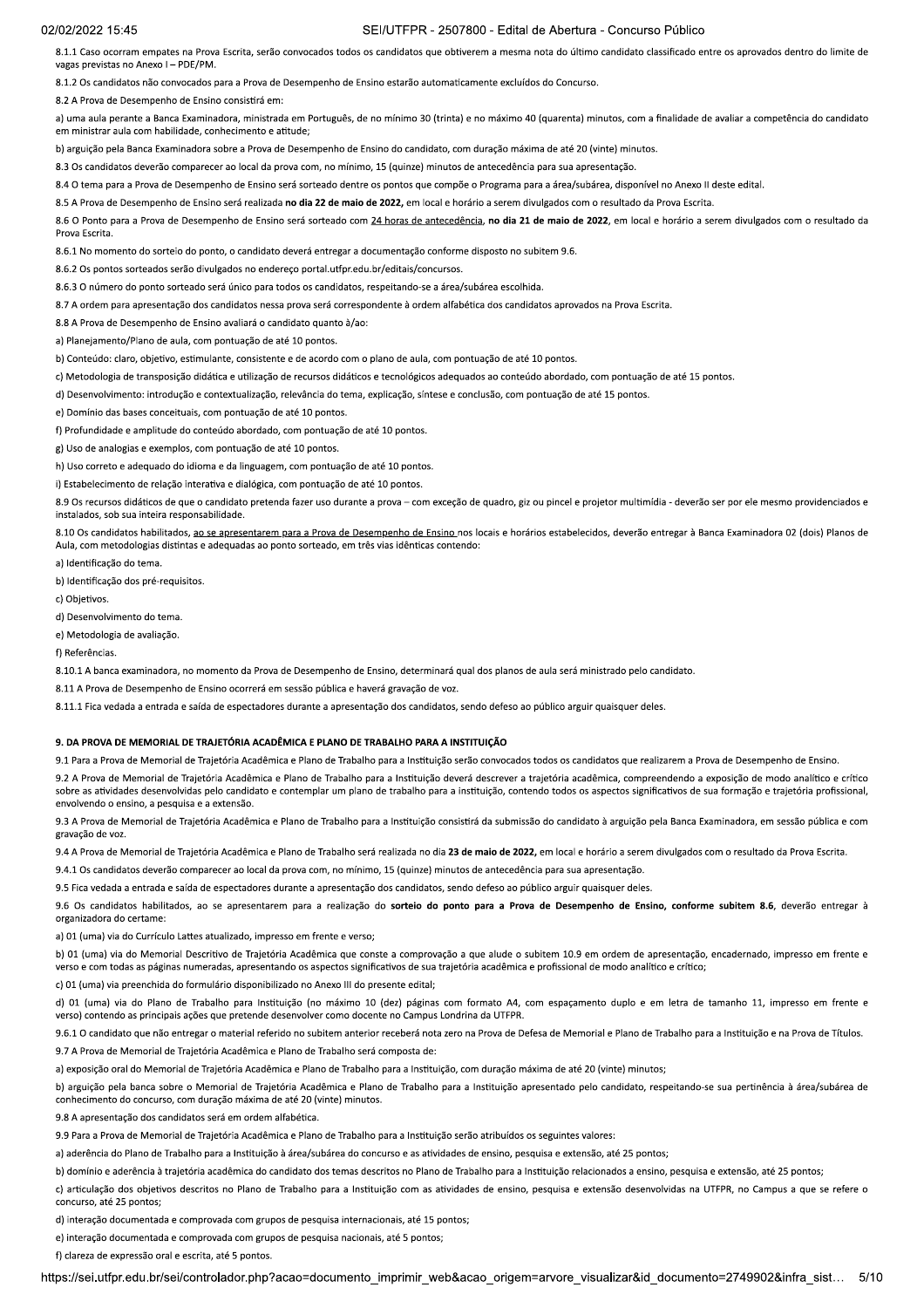8.1.1 Caso ocorram empates na Prova Escrita, serão convocados todos os candidatos que obtiverem a mesma nota do último candidato classificado entre os aprovados dentro do limite de vagas previstas no Anexo I – PDE/PM.

8.1.2 Os candidatos não convocados para a Prova de Desempenho de Ensino estarão automaticamente excluídos do Concurso.

8.2 A Prova de Desempenho de Ensino consistirá em:

a) uma aula perante a Banca Examinadora, ministrada em Português, de no mínimo 30 (trinta) e no máximo 40 (quarenta) minutos, com a finalidade de avaliar a competência do candidato em ministrar aula com habilidade, conhecimento e atitude;

b) arguição pela Banca Examinadora sobre a Prova de Desempenho de Ensino do candidato, com duração máxima de até 20 (vinte) minutos.

8.3 Os candidatos deverão comparecer ao local da prova com, no mínimo, 15 (quinze) minutos de antecedência para sua apresentação.

8.4 O tema para a Prova de Desempenho de Ensino será sorteado dentre os pontos que compõe o Programa para a área/subárea, disponível no Anexo II deste edital.

8.5 A Prova de Desempenho de Ensino será realizada **no dia 22 de maio de 2022,** em local e horário a serem divulgados com o resultado da Prova Escrita.

8.6 O Ponto para a Prova de Desempenho de Ensino será sorteado com <u>24 horas de antecedência</u>, **no dia 21 de maio de 2022**, em local e horário a serem divulgados com o resultado da Prova Escrita.

8.6.1 No momento do sorteio do ponto, o candidato deverá entregar a documentação conforme disposto no subitem 9.6.

8.6.2 Os pontos sorteados serão divulgados no endereço portal.utfpr.edu.br/editais/concursos.

8.6.3 O número do ponto sorteado será único para todos os candidatos, respeitando-se a área/subárea escolhida.

8.7 A ordem para apresentação dos candidatos nessa prova será correspondente à ordem alfabética dos candidatos aprovados na Prova Escrita.

8.8 A Prova de Desempenho de Ensino avaliará o candidato quanto à/ao:

a) Planejamento/Plano de aula, com pontuação de até 10 pontos.

b) Conteúdo: claro, objetivo, estimulante, consistente e de acordo com o plano de aula, com pontuação de até 10 pontos.

c) Metodologia de transposição didática e utilização de recursos didáticos e tecnológicos adequados ao conteúdo abordado, com pontuação de até 15 pontos.

d) Desenvolvimento: introdução e contextualização, relevância do tema, explicação, síntese e conclusão, com pontuação de até 15 pontos.

e) Domínio das bases conceituais, com pontuação de até 10 pontos.

f) Profundidade e amplitude do conteúdo abordado, com pontuação de até 10 pontos.

g) Uso de analogias e exemplos, com pontuação de até 10 pontos.

h) Uso correto e adequado do idioma e da linguagem, com pontuação de até 10 pontos.

i) Estabelecimento de relação interativa e dialógica, com pontuação de até 10 pontos.

8.9 Os recursos didáticos de que o candidato pretenda fazer uso durante a prova – com exceção de quadro, giz ou pincel e projetor multimídia - deverão ser por ele mesmo providenciados e instalados, sob sua inteira responsabilidade.

8.10 Os candidatos habilitados, <u>ao se apresentarem para a Prova de Desempenho de Ensino</u> nos locais e horários estabelecidos, deverão entregar à Banca Examinadora 02 (dois) Planos de Aula, com metodologias distintas e adequadas ao ponto sorteado, em três vias idênticas contendo:

a) Identificação do tema.

b) Identificação dos pré-requisitos.

c) Objetivos.

d) Desenvolvimento do tema.

e) Metodologia de avaliação.

f) Referências.

8.10.1 A banca examinadora, no momento da Prova de Desempenho de Ensino, determinará qual dos planos de aula será ministrado pelo candidato.

8.11 A Prova de Desempenho de Ensino ocorrerá em sessão pública e haverá gravação de voz.

8.11.1 Fica vedada a entrada e saída de espectadores durante a apresentação dos candidatos, sendo defeso ao público arguir quaisquer deles.

## 9. DA PROVA DE MEMORIAL DE TRAJETÓRIA ACADÊMICA E PLANO DE TRABALHO PARA A INSTITUIÇÃO

9.1 Para a Prova de Memorial de Trajetória Acadêmica e Plano de Trabalho para a Instituição serão convocados todos os candidatos que realizarem a Prova de Desempenho de Ensino.

9.2 A Prova de Memorial de Trajetória Acadêmica e Plano de Trabalho para a Instituição deverá descrever a trajetória acadêmica, compreendendo a exposição de modo analítico e crítico sobre as atividades desenvolvidas pelo candidato e contemplar um plano de trabalho para a instituição, contendo todos os aspectos significativos de sua formação e trajetória profissional, envolvendo o ensino, a pesquisa e a extensão.

9.3 A Prova de Memorial de Trajetória Acadêmica e Plano de Trabalho para a Instituição consistirá da submissão do candidato à arguição pela Banca Examinadora, em sessão pública e com gravação de voz.

9.4 A Prova de Memorial de Trajetória Acadêmica e Plano de Trabalho será realizada no dia **23 de maio de 2022,** em local e horário a serem divulgados com o resultado da Prova Escrita.

9.4.1 Os candidatos deverão comparecer ao local da prova com, no mínimo, 15 (quinze) minutos de antecedência para sua apresentação.

9.5 Fica vedada a entrada e saída de espectadores durante a apresentação dos candidatos, sendo defeso ao público arguir quaisquer deles.

9.6 Os candidatos habilitados, ao se apresentarem para a realização do **sorteio do ponto para a Prova de Desempenho de Ensino, conforme subitem 8.6**, deverão entregar à organizadora do certame:

a) 01 (uma) via do Currículo Lattes atualizado, impresso em frente e verso;

b) 01 (uma) via do Memorial Descritivo de Trajetória Acadêmica que conste a comprovação a que alude o subitem 10.9 em ordem de apresentação, encadernado, impresso em frente e verso e com todas as páginas numeradas, apresentando os aspectos significativos de sua trajetória acadêmica e profissional de modo analítico e crítico;

c) 01 (uma) via preenchida do formulário disponibilizado no Anexo III do presente edital;

d) 01 (uma) via do Plano de Trabalho para Instituição (no máximo 10 (dez) páginas com formato A4, com espaçamento duplo e em letra de tamanho 11, impresso em frente e verso) contendo as principais ações que pretende desenvolver como docente no Campus Londrina da UTFPR.

9.6.1 O candidato que não entregar o material referido no subitem anterior receberá nota zero na Prova de Defesa de Memorial e Plano de Trabalho para a Instituição e na Prova de Títulos.

9.7 A Prova de Memorial de Trajetória Acadêmica e Plano de Trabalho será composta de:

a) exposição oral do Memorial de Trajetória Acadêmica e Plano de Trabalho para a Instituição, com duração máxima de até 20 (vinte) minutos;

b) arguição pela banca sobre o Memorial de Trajetória Acadêmica e Plano de Trabalho para a Instituição apresentado pelo candidato, respeitando-se sua pertinência à área/subárea de conhecimento do concurso, com duração máxima de até 20 (vinte) minutos.

9.8 A apresentação dos candidatos será em ordem alfabética.

9.9 Para a Prova de Memorial de Trajetória Acadêmica e Plano de Trabalho para a Instituição serão atribuídos os seguintes valores:

a) aderência do Plano de Trabalho para a Instituição à área/subárea do concurso e as atividades de ensino, pesquisa e extensão, até 25 pontos;

b) domínio e aderência à trajetória acadêmica do candidato dos temas descritos no Plano de Trabalho para a Instituição relacionados a ensino, pesquisa e extensão, até 25 pontos;

c) articulação dos objetivos descritos no Plano de Trabalho para a Instituição com as atividades de ensino, pesquisa e extensão desenvolvidas na UTFPR, no Campus a que se refere o concurso, até 25 pontos;

d) interação documentada e comprovada com grupos de pesquisa internacionais, até 15 pontos;

e) interação documentada e comprovada com grupos de pesquisa nacionais, até 5 pontos;

f) clareza de expressão oral e escrita, até 5 pontos.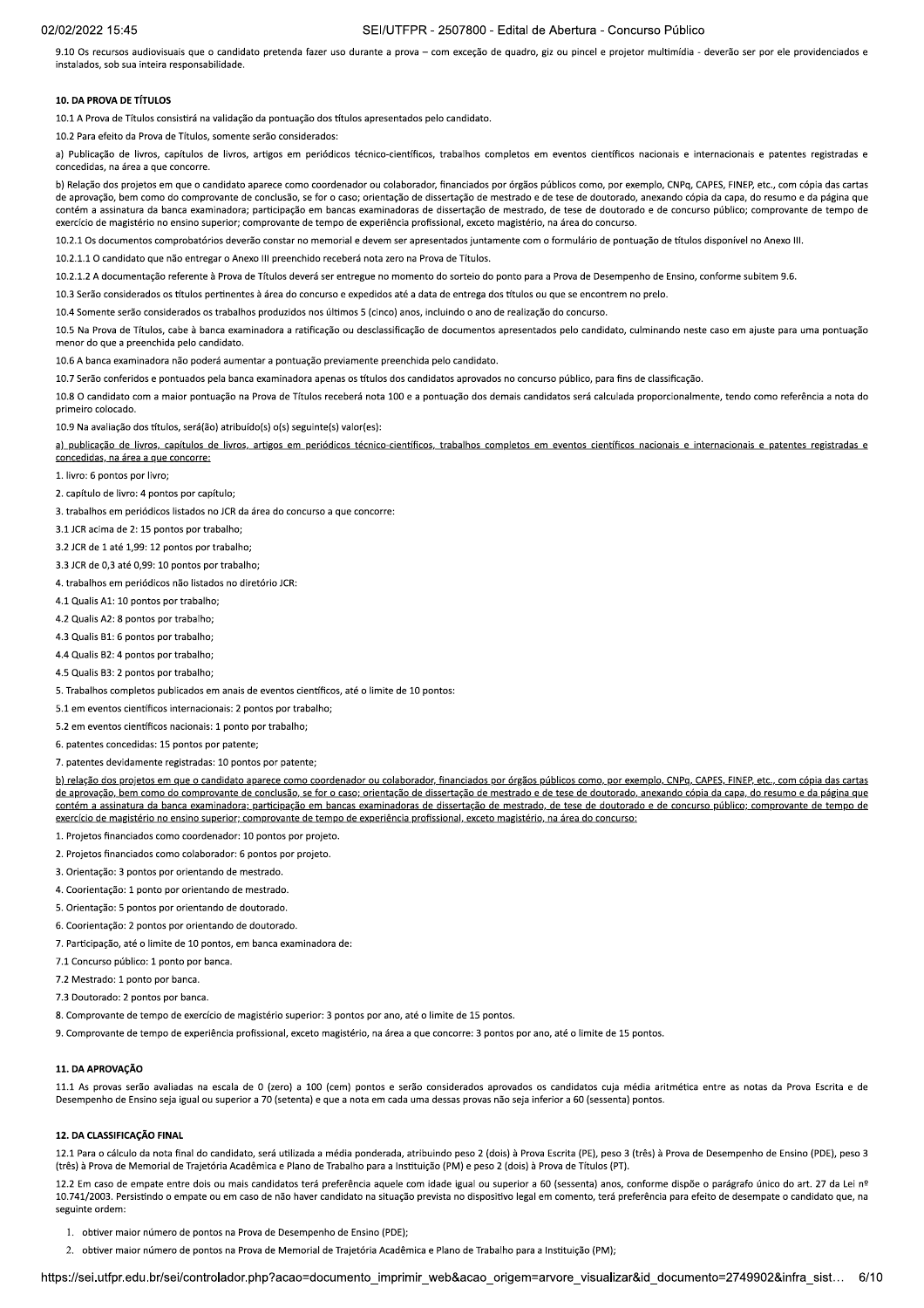9.10 Os recursos audiovisuais que o candidato pretenda fazer uso durante a prova – com exceção de quadro, giz ou pincel e projetor multimídia - deverão ser por ele providenciados e instalados, sob sua inteira responsabilidade.

## 10. DA PROVA DE TÍTULOS

10.1 A Prova de Títulos consistirá na validação da pontuação dos títulos apresentados pelo candidato.

10.2 Para efeito da Prova de Títulos, somente serão considerados:

a) Publicação de livros, capítulos de livros, artigos em periódicos técnico-científicos, trabalhos completos em eventos científicos nacionais e internacionais e patentes registradas e concedidas, na área a que concorre.

b) Relação dos projetos em que o candidato aparece como coordenador ou colaborador, financiados por órgãos públicos como, por exemplo, CNPq, CAPES, FINEP, etc., com cópia das cartas de aprovação, bem como do comprovante de conclusão, se for o caso; orientação de dissertação de mestrado e de tese de doutorado, anexando cópia da capa, do resumo e da página que contém a assinatura da banca examinadora; participação em bancas examinadoras de dissertação de mestrado, de tese de doutorado e de concurso público; comprovante de tempo de exercício de magistério no ensino superior; comprovante de tempo de experiência profissional, exceto magistério, na área do concurso.

10.2.1 Os documentos comprobatórios deverão constar no memorial e devem ser apresentados juntamente com o formulário de pontuação de títulos disponível no Anexo III.

10.2.1.1 O candidato que não entregar o Anexo III preenchido receberá nota zero na Prova de Títulos.

10.2.1.2 A documentação referente à Prova de Títulos deverá ser entregue no momento do sorteio do ponto para a Prova de Desempenho de Ensino, conforme subitem 9.6.

10.3 Serão considerados os títulos pertinentes à área do concurso e expedidos até a data de entrega dos títulos ou que se encontrem no prelo.

10.4 Somente serão considerados os trabalhos produzidos nos últimos 5 (cinco) anos, incluindo o ano de realização do concurso.

10.5 Na Prova de Títulos, cabe à banca examinadora a ratificação ou desclassificação de documentos apresentados pelo candidato, culminando neste caso em ajuste para uma pontuação menor do que a preenchida pelo candidato.

10.6 A banca examinadora não poderá aumentar a pontuação previamente preenchida pelo candidato.

10.7 Serão conferidos e pontuados pela banca examinadora apenas os títulos dos candidatos aprovados no concurso público, para fins de classificação.

10.8 O candidato com a maior pontuação na Prova de Títulos receberá nota 100 e a pontuação dos demais candidatos será calculada proporcionalmente, tendo como referência a nota do primeiro colocado.

10.9 Na avaliação dos títulos, será(ão) atribuído(s) o(s) seguinte(s) valor(es):

a) publicação de livros, capítulos de livros, artigos em periódicos técnico-científicos, trabalhos completos em eventos científicos nacionais e internacionais e patentes registradas e concedidas, na área a que concorre:

1. livro: 6 pontos por livro;

2. capítulo de livro: 4 pontos por capítulo;

3. trabalhos em periódicos listados no JCR da área do concurso a que concorre:

3.1 JCR acima de 2: 15 pontos por trabalho;

3.2 JCR de 1 até 1,99: 12 pontos por trabalho;

3.3 JCR de 0,3 até 0,99: 10 pontos por trabalho;

4. trabalhos em periódicos não listados no diretório JCR:

4.1 Qualis A1: 10 pontos por trabalho;

4.2 Qualis A2: 8 pontos por trabalho;

4.3 Qualis B1: 6 pontos por trabalho;

4.4 Qualis B2: 4 pontos por trabalho;

4.5 Qualis B3: 2 pontos por trabalho;

5. Trabalhos completos publicados em anais de eventos científicos, até o limite de 10 pontos:

5.1 em eventos científicos internacionais: 2 pontos por trabalho;

5.2 em eventos científicos nacionais: 1 ponto por trabalho;

6. patentes concedidas: 15 pontos por patente;

7. patentes devidamente registradas: 10 pontos por patente;

b) relação dos projetos em que o candidato aparece como coordenador ou colaborador, financiados por órgãos públicos como, por exemplo, CNPq, CAPES, FINEP, etc., com cópia das cartas de aprovação, bem como do comprovante de conclusão, se for o caso; orientação de dissertação de mestrado e de tese de doutorado, anexando cópia da capa, do resumo e da página que contém a assinatura da banca examinadora; participação em bancas examinadoras de dissertação de mestrado, de tese de doutorado e de concurso público; comprovante de tempo de exercício de magistério no ensino superior; comprovante de tempo de experiência profissional, exceto magistério, na área do concurso:

1. Projetos financiados como coordenador: 10 pontos por projeto.

2. Projetos financiados como colaborador: 6 pontos por projeto.

3. Orientação: 3 pontos por orientando de mestrado.

4. Coorientação: 1 ponto por orientando de mestrado.

5. Orientação: 5 pontos por orientando de doutorado.

6. Coorientação: 2 pontos por orientando de doutorado.

7. Participação, até o limite de 10 pontos, em banca examinadora de:

7.1 Concurso público: 1 ponto por banca.

7.2 Mestrado: 1 ponto por banca.

7.3 Doutorado: 2 pontos por banca.

8. Comprovante de tempo de exercício de magistério superior: 3 pontos por ano, até o limite de 15 pontos.

9. Comprovante de tempo de experiência profissional, exceto magistério, na área a que concorre: 3 pontos por ano, até o limite de 15 pontos.

## 11. DA APROVAÇÃO

11.1 As provas serão avaliadas na escala de 0 (zero) a 100 (cem) pontos e serão considerados aprovados os candidatos cuja média aritmética entre as notas da Prova Escrita e de Desempenho de Ensino seja igual ou superior a 70 (setenta) e que a nota em cada uma dessas provas não seja inferior a 60 (sessenta) pontos.

## 12. DA CLASSIFICAÇÃO FINAL

12.1 Para o cálculo da nota final do candidato, será utilizada a média ponderada, atribuindo peso 2 (dois) à Prova Escrita (PE), peso 3 (três) à Prova de Desempenho de Ensino (PDE), peso 3 (três) à Prova de Memorial de Trajetória Acadêmica e Plano de Trabalho para a Instituição (PM) e peso 2 (dois) à Prova de Títulos (PT).

12.2 Em caso de empate entre dois ou mais candidatos terá preferência aquele com idade igual ou superior a 60 (sessenta) anos, conforme dispõe o parágrafo único do art. 27 da Lei nº 10.741/2003. Persistindo o empate ou em caso de não haver candidato na situação prevista no dispositivo legal em comento, terá preferência para efeito de desempate o candidato que, na seguinte ordem:

1. obtiver maior número de pontos na Prova de Desempenho de Ensino (PDE);
2. obtiver maior número de pontos na Prova de Memorial de Trajetória Acadêmica e Plano de Trabalho para a Instituição (PM);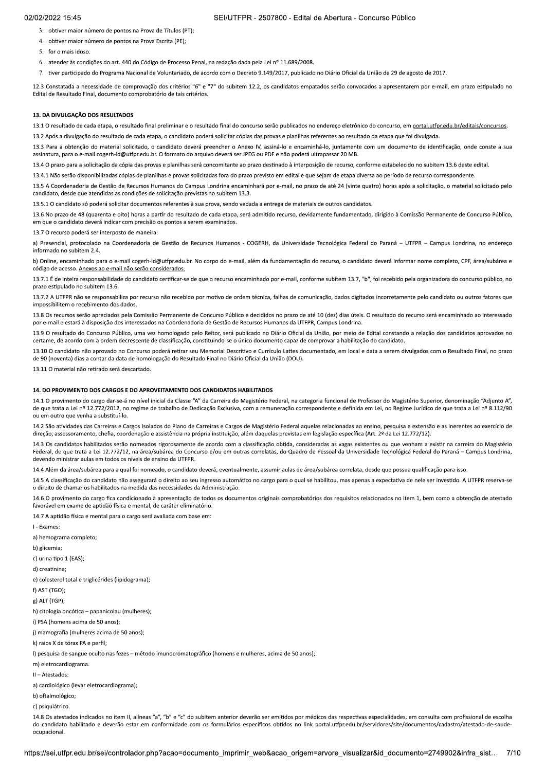3. obtiver maior número de pontos na Prova de Títulos (PT);
4. obtiver maior número de pontos na Prova Escrita (PE);
5. for o mais idoso.
6. atender às condições do art. 440 do Código de Processo Penal, na redação dada pela Lei nº 11.689/2008.
7. tiver participado do Programa Nacional de Voluntariado, de acordo com o Decreto 9.149/2017, publicado no Diário Oficial da União de 29 de agosto de 2017.

12.3 Constatada a necessidade de comprovação dos critérios "6" e "7" do subitem 12.2, os candidatos empatados serão convocados a apresentarem por e-mail, em prazo estipulado no Edital de Resultado Final, documento comprobatório de tais critérios.

## 13. DA DIVULGAÇÃO DOS RESULTADOS

13.1 O resultado de cada etapa, o resultado final preliminar e o resultado final do concurso serão publicados no endereço eletrônico do concurso, em portal.utfpr.edu.br/editais/concursos.

13.2 Após a divulgação do resultado de cada etapa, o candidato poderá solicitar cópias das provas e planilhas referentes ao resultado da etapa que foi divulgada.

13.3 Para a obtenção do material solicitado, o candidato deverá preencher o Anexo IV, assiná-lo e encaminhá-lo, juntamente com um documento de identificação, onde conste a sua assinatura, para o e-mail cogerh-ld@utfpr.edu.br. O formato do arquivo deverá ser JPEG ou PDF e não poderá ultrapassar 20 MB.

13.4 O prazo para a solicitação da cópia das provas e planilhas será concomitante ao prazo destinado à interposição de recurso, conforme estabelecido no subitem 13.6 deste edital.

13.4.1 Não serão disponibilizadas cópias de planilhas e provas solicitadas fora do prazo previsto em edital e que sejam de etapa diversa ao período de recurso correspondente.

13.5 A Coordenadoria de Gestão de Recursos Humanos do Campus Londrina encaminhará por e-mail, no prazo de até 24 (vinte quatro) horas após a solicitação, o material solicitado pelo candidato, desde que atendidas as condições de solicitação previstas no subitem 13.3.

13.5.1 O candidato só poderá solicitar documentos referentes à sua prova, sendo vedada a entrega de materiais de outros candidatos.

13.6 No prazo de 48 (quarenta e oito) horas a partir do resultado de cada etapa, será admitido recurso, devidamente fundamentado, dirigido à Comissão Permanente de Concurso Público, em que o candidato deverá indicar com precisão os pontos a serem examinados.

13.7 O recurso poderá ser interposto de maneira:

a) Presencial, protocolado na Coordenadoria de Gestão de Recursos Humanos - COGERH, da Universidade Tecnológica Federal do Paraná – UTFPR – Campus Londrina, no endereço informado no subitem 2.4.

b) Online, encaminhado para o e-mail cogerh-ld@utfpr.edu.br. No corpo do e-mail, além da fundamentação do recurso, o candidato deverá informar nome completo, CPF, área/subárea e código de acesso. Anexos ao e-mail não serão considerados.

13.7.1 É de inteira responsabilidade do candidato certificar-se de que o recurso encaminhado por e-mail, conforme subitem 13.7, "b", foi recebido pela organizadora do concurso público, no prazo estipulado no subitem 13.6.

13.7.2 A UTFPR não se responsabiliza por recurso não recebido por motivo de ordem técnica, falhas de comunicação, dados digitados incorretamente pelo candidato ou outros fatores que impossibilitem o recebimento dos dados.

13.8 Os recursos serão apreciados pela Comissão Permanente de Concurso Público e decididos no prazo de até 10 (dez) dias úteis. O resultado do recurso será encaminhado ao interessado por e-mail e estará à disposição dos interessados na Coordenadoria de Gestão de Recursos Humanos da UTFPR, Campus Londrina.

13.9 O resultado do Concurso Público, uma vez homologado pelo Reitor, será publicado no Diário Oficial da União, por meio de Edital constando a relação dos candidatos aprovados no certame, de acordo com a ordem decrescente de classificação, constituindo-se o único documento capaz de comprovar a habilitação do candidato.

13.10 O candidato não aprovado no Concurso poderá retirar seu Memorial Descritivo e Currículo Lattes documentado, em local e data a serem divulgados com o Resultado Final, no prazo de 90 (noventa) dias a contar da data de homologação do Resultado Final no Diário Oficial da União (DOU).

13.11 O material não retirado será descartado.

## 14. DO PROVIMENTO DOS CARGOS E DO APROVEITAMENTO DOS CANDIDATOS HABILITADOS

14.1 O provimento do cargo dar-se-á no nível inicial da Classe "A" da Carreira do Magistério Federal, na categoria funcional de Professor do Magistério Superior, denominação "Adjunto A", de que trata a Lei nº 12.772/2012, no regime de trabalho de Dedicação Exclusiva, com a remuneração correspondente e definida em Lei, no Regime Jurídico de que trata a Lei nº 8.112/90 ou em outro que venha a substituí-lo.

14.2 São atividades das Carreiras e Cargos Isolados do Plano de Carreiras e Cargos de Magistério Federal aquelas relacionadas ao ensino, pesquisa e extensão e as inerentes ao exercício de direção, assessoramento, chefia, coordenação e assistência na própria instituição, além daquelas previstas em legislação específica (Art. 2º da Lei 12.772/12).

14.3 Os candidatos habilitados serão nomeados rigorosamente de acordo com a classificação obtida, consideradas as vagas existentes ou que venham a existir na carreira do Magistério Federal, de que trata a Lei 12.772/12, na área/subárea do Concurso e/ou em outras correlatas, do Quadro de Pessoal da Universidade Tecnológica Federal do Paraná – Campus Londrina, devendo ministrar aulas em todos os níveis de ensino da UTFPR.

14.4 Além da área/subárea para a qual foi nomeado, o candidato deverá, eventualmente, assumir aulas de área/subárea correlata, desde que possua qualificação para isso.

14.5 A classificação do candidato não assegurará o direito ao seu ingresso automático no cargo para o qual se habilitou, mas apenas a expectativa de nele ser investido. A UTFPR reserva-se o direito de chamar os habilitados na medida das necessidades da Administração.

14.6 O provimento do cargo fica condicionado à apresentação de todos os documentos originais comprobatórios dos requisitos relacionados no item 1, bem como a obtenção de atestado favorável em exame de aptidão física e mental, de caráter eliminatório.

14.7 A aptidão física e mental para o cargo será avaliada com base em:

I - Exames:

a) hemograma completo;

b) glicemia;

c) urina tipo 1 (EAS);

d) creatinina;

e) colesterol total e triglicérides (lipidograma);

f) AST (TGO);

g) ALT (TGP);

h) citologia oncótica – papanicolau (mulheres);

i) PSA (homens acima de 50 anos);

j) mamografia (mulheres acima de 50 anos);

k) raios X de tórax PA e perfil;

l) pesquisa de sangue oculto nas fezes – método imunocromatográfico (homens e mulheres, acima de 50 anos);

m) eletrocardiograma.

II – Atestados:

a) cardiológico (levar eletrocardiograma);

b) oftalmológico;

c) psiquiátrico.

14.8 Os atestados indicados no item II, alíneas "a", "b" e "c" do subitem anterior deverão ser emitidos por médicos das respectivas especialidades, em consulta com profissional de escolha do candidato habilitado e deverão estar em conformidade com os formulários específicos obtidos no link portal.utfpr.edu.br/servidores/site/documentos/cadastro/atestado-de-saude-ocupacional.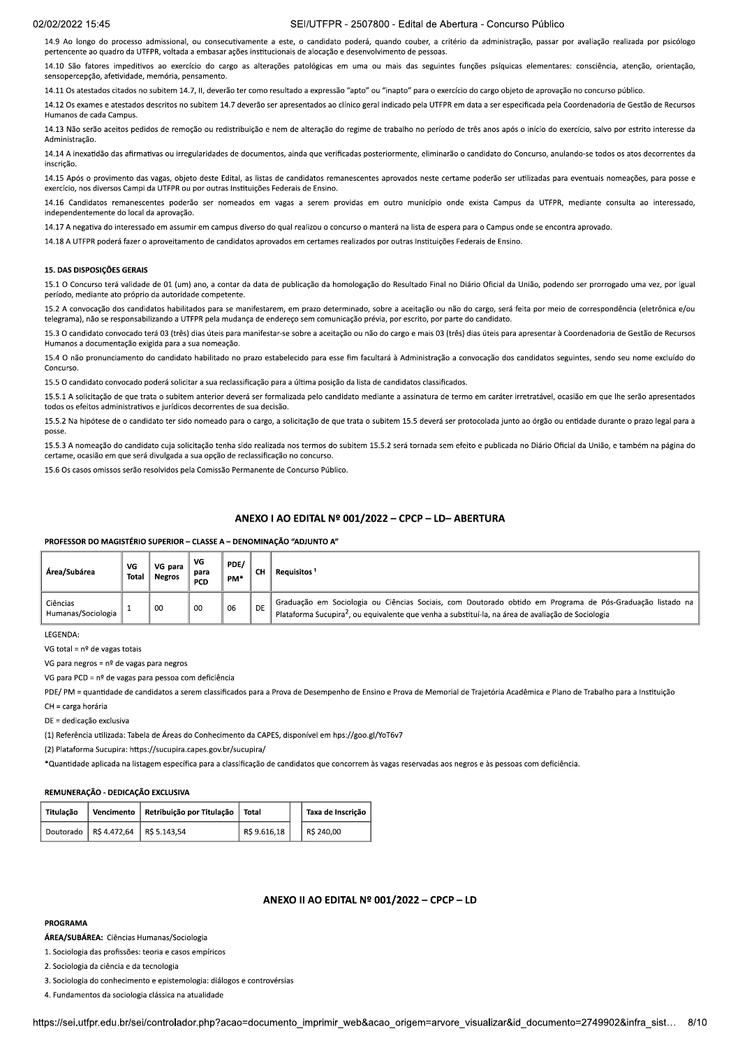14.9 Ao longo do processo admissional, ou consecutivamente a este, o candidato poderá, quando couber, a critério da administração, passar por avaliação realizada por psicólogo pertencente ao quadro da UTFPR, voltada a embasar ações institucionais de alocação e desenvolvimento de pessoas.

14.10 São fatores impeditivos ao exercício do cargo as alterações patológicas em uma ou mais das seguintes funções psíquicas elementares: consciência, atenção, orientação, sensopercepção, afetividade, memória, pensamento.

14.11 Os atestados citados no subitem 14.7, II, deverão ter como resultado a expressão "apto" ou "inapto" para o exercício do cargo objeto de aprovação no concurso público.

14.12 Os exames e atestados descritos no subitem 14.7 deverão ser apresentados ao clínico geral indicado pela UTFPR em data a ser especificada pela Coordenadoria de Gestão de Recursos Humanos de cada Campus.

14.13 Não serão aceitos pedidos de remoção ou redistribuição e nem de alteração do regime de trabalho no período de três anos após o início do exercício, salvo por estrito interesse da Administração.

14.14 A inexatidão das afirmativas ou irregularidades de documentos, ainda que verificadas posteriormente, eliminarão o candidato do Concurso, anulando-se todos os atos decorrentes da inscrição.

14.15 Após o provimento das vagas, objeto deste Edital, as listas de candidatos remanescentes aprovados neste certame poderão ser utilizadas para eventuais nomeações, para posse e exercício, nos diversos Campi da UTFPR ou por outras Instituições Federais de Ensino.

14.16 Candidatos remanescentes poderão ser nomeados em vagas a serem providas em outro município onde exista Campus da UTFPR, mediante consulta ao interessado, independentemente do local da aprovação.

14.17 A negativa do interessado em assumir em campus diverso do qual realizou o concurso o manterá na lista de espera para o Campus onde se encontra aprovado.

14.18 A UTFPR poderá fazer o aproveitamento de candidatos aprovados em certames realizados por outras Instituições Federais de Ensino.

## 15. DAS DISPOSIÇÕES GERAIS

15.1 O Concurso terá validade de 01 (um) ano, a contar da data de publicação da homologação do Resultado Final no Diário Oficial da União, podendo ser prorrogado uma vez, por igual período, mediante ato próprio da autoridade competente.

15.2 A convocação dos candidatos habilitados para se manifestarem, em prazo determinado, sobre a aceitação ou não do cargo, será feita por meio de correspondência (eletrônica e/ou telegrama), não se responsabilizando a UTFPR pela mudança de endereço sem comunicação prévia, por escrito, por parte do candidato.

15.3 O candidato convocado terá 03 (três) dias úteis para manifestar-se sobre a aceitação ou não do cargo e mais 03 (três) dias úteis para apresentar à Coordenadoria de Gestão de Recursos Humanos a documentação exigida para a sua nomeação.

15.4 O não pronunciamento do candidato habilitado no prazo estabelecido para esse fim facultará à Administração a convocação dos candidatos seguintes, sendo seu nome excluído do Concurso.

15.5 O candidato convocado poderá solicitar a sua reclassificação para a última posição da lista de candidatos classificados.

15.5.1 A solicitação de que trata o subitem anterior deverá ser formalizada pelo candidato mediante a assinatura de termo em caráter irretratável, ocasião em que lhe serão apresentados todos os efeitos administrativos e jurídicos decorrentes de sua decisão.

15.5.2 Na hipótese de o candidato ter sido nomeado para o cargo, a solicitação de que trata o subitem 15.5 deverá ser protocolada junto ao órgão ou entidade durante o prazo legal para a posse.

15.5.3 A nomeação do candidato cuja solicitação tenha sido realizada nos termos do subitem 15.5.2 será tornada sem efeito e publicada no Diário Oficial da União, e também na página do certame, ocasião em que será divulgada a sua opção de reclassificação no concurso.

15.6 Os casos omissos serão resolvidos pela Comissão Permanente de Concurso Público.

## ANEXO I AO EDITAL Nº 001/2022 – CPCP – LD– ABERTURA

**PROFESSOR DO MAGISTÉRIO SUPERIOR – CLASSE A – DENOMINAÇÃO "ADJUNTO A"**

| Área/Subárea | VG Total | VG para Negros | VG para PCD | PDE/ PM* | CH | Requisitos [1] |
|---|---|---|---|---|---|---|
| Ciências Humanas/Sociologia | 1 | 00 | 00 | 06 | DE | Graduação em Sociologia ou Ciências Sociais, com Doutorado obtido em Programa de Pós-Graduação listado na Plataforma Sucupira[2], ou equivalente que venha a substituí-la, na área de avaliação de Sociologia |

LEGENDA:

VG total = nº de vagas totais

VG para negros = nº de vagas para negros

VG para PCD = nº de vagas para pessoa com deficiência

PDE/ PM = quantidade de candidatos a serem classificados para a Prova de Desempenho de Ensino e Prova de Memorial de Trajetória Acadêmica e Plano de Trabalho para a Instituição

CH = carga horária

DE = dedicação exclusiva

(1) Referência utilizada: Tabela de Áreas do Conhecimento da CAPES, disponível em hps://goo.gl/YoT6v7

(2) Plataforma Sucupira: https://sucupira.capes.gov.br/sucupira/

*Quantidade aplicada na listagem específica para a classificação de candidatos que concorrem às vagas reservadas aos negros e às pessoas com deficiência.

**REMUNERAÇÃO - DEDICAÇÃO EXCLUSIVA**

| Titulação | Vencimento | Retribuição por Titulação | Total | | Taxa de Inscrição |
|---|---|---|---|---|---|
| Doutorado | R$ 4.472,64 | R$ 5.143,54 | R$ 9.616,18 | | R$ 240,00 |

## ANEXO II AO EDITAL Nº 001/2022 – CPCP – LD

**PROGRAMA**

**ÁREA/SUBÁREA:** Ciências Humanas/Sociologia

1. Sociologia das profissões: teoria e casos empíricos
2. Sociologia da ciência e da tecnologia
3. Sociologia do conhecimento e epistemologia: diálogos e controvérsias
4. Fundamentos da sociologia clássica na atualidade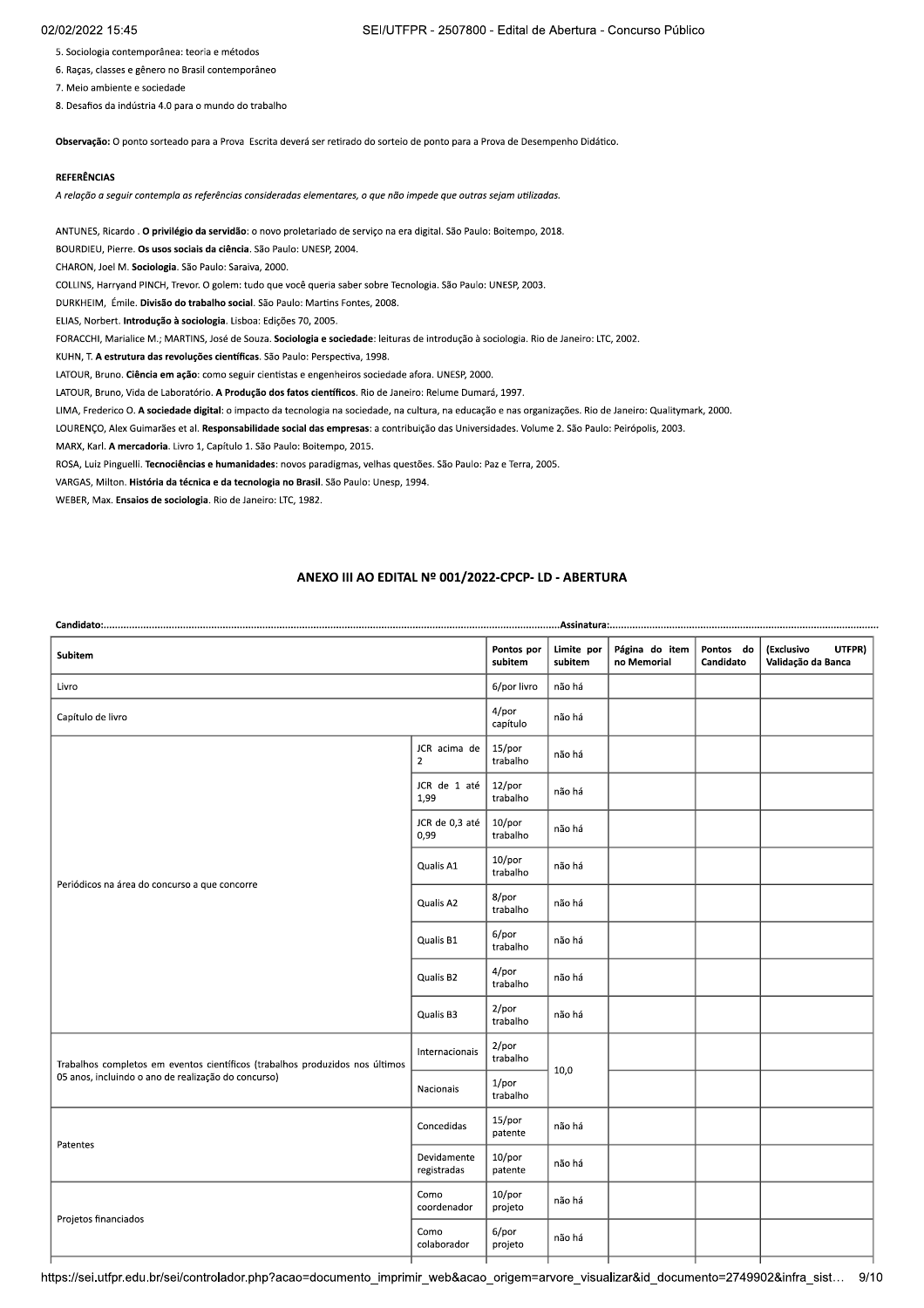5. Sociologia contemporânea: teoria e métodos
6. Raças, classes e gênero no Brasil contemporâneo
7. Meio ambiente e sociedade
8. Desafios da indústria 4.0 para o mundo do trabalho

**Observação:** O ponto sorteado para a Prova Escrita deverá ser retirado do sorteio de ponto para a Prova de Desempenho Didático.

**REFERÊNCIAS**

*A relação a seguir contempla as referências consideradas elementares, o que não impede que outras sejam utilizadas.*

ANTUNES, Ricardo . **O privilégio da servidão**: o novo proletariado de serviço na era digital. São Paulo: Boitempo, 2018.
BOURDIEU, Pierre. **Os usos sociais da ciência**. São Paulo: UNESP, 2004.
CHARON, Joel M. **Sociologia**. São Paulo: Saraiva, 2000.
COLLINS, Harryand PINCH, Trevor. O golem: tudo que você queria saber sobre Tecnologia. São Paulo: UNESP, 2003.
DURKHEIM, Émile. **Divisão do trabalho social**. São Paulo: Martins Fontes, 2008.
ELIAS, Norbert. **Introdução à sociologia**. Lisboa: Edições 70, 2005.
FORACCHI, Marialice M.; MARTINS, José de Souza. **Sociologia e sociedade**: leituras de introdução à sociologia. Rio de Janeiro: LTC, 2002.
KUHN, T. **A estrutura das revoluções científicas**. São Paulo: Perspectiva, 1998.
LATOUR, Bruno. **Ciência em ação**: como seguir cientistas e engenheiros sociedade afora. UNESP, 2000.
LATOUR, Bruno, Vida de Laboratório. **A Produção dos fatos científicos**. Rio de Janeiro: Relume Dumará, 1997.
LIMA, Frederico O. **A sociedade digital**: o impacto da tecnologia na sociedade, na cultura, na educação e nas organizações. Rio de Janeiro: Qualitymark, 2000.
LOURENÇO, Alex Guimarães et al. **Responsabilidade social das empresas**: a contribuição das Universidades. Volume 2. São Paulo: Peirópolis, 2003.
MARX, Karl. **A mercadoria**. Livro 1, Capítulo 1. São Paulo: Boitempo, 2015.
ROSA, Luiz Pinguelli. **Tecnociências e humanidades**: novos paradigmas, velhas questões. São Paulo: Paz e Terra, 2005.
VARGAS, Milton. **História da técnica e da tecnologia no Brasil**. São Paulo: Unesp, 1994.
WEBER, Max. **Ensaios de sociologia**. Rio de Janeiro: LTC, 1982.

## ANEXO III AO EDITAL Nº 001/2022-CPCP- LD - ABERTURA

**Candidato:**..........................................................................................**Assinatura:**..........................................................................................

| Subitem | | Pontos por subitem | Limite por subitem | Página do item no Memorial | Pontos do Candidato | (Exclusivo UTFPR) Validação da Banca |
|---|---|---|---|---|---|---|
| Livro | | 6/por livro | não há | | | |
| Capítulo de livro | | 4/por capítulo | não há | | | |
| Periódicos na área do concurso a que concorre | JCR acima de 2 | 15/por trabalho | não há | | | |
| | JCR de 1 até 1,99 | 12/por trabalho | não há | | | |
| | JCR de 0,3 até 0,99 | 10/por trabalho | não há | | | |
| | Qualis A1 | 10/por trabalho | não há | | | |
| | Qualis A2 | 8/por trabalho | não há | | | |
| | Qualis B1 | 6/por trabalho | não há | | | |
| | Qualis B2 | 4/por trabalho | não há | | | |
| | Qualis B3 | 2/por trabalho | não há | | | |
| Trabalhos completos em eventos científicos (trabalhos produzidos nos últimos 05 anos, incluindo o ano de realização do concurso) | Internacionais | 2/por trabalho | 10,0 | | | |
| | Nacionais | 1/por trabalho | | | | |
| Patentes | Concedidas | 15/por patente | não há | | | |
| | Devidamente registradas | 10/por patente | não há | | | |
| Projetos financiados | Como coordenador | 10/por projeto | não há | | | |
| | Como colaborador | 6/por projeto | não há | | | |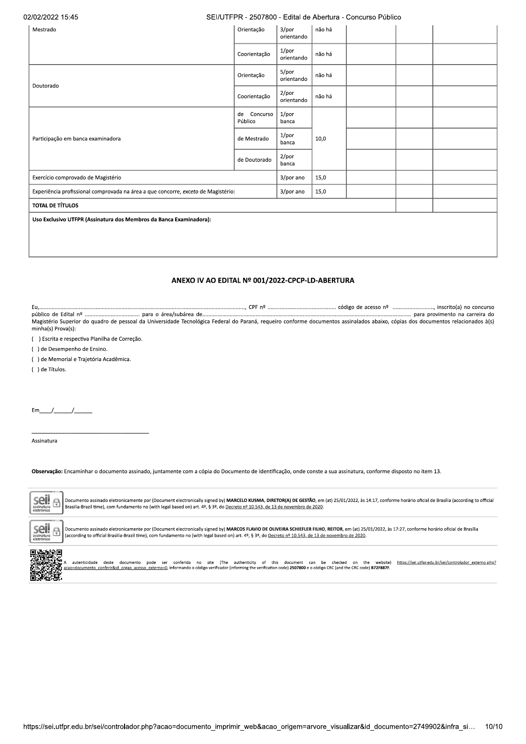| | | | | | | |
|---|---|---|---|---|---|---|
| Mestrado | Orientação | 3/por orientando | não há | | | |
| | Coorientação | 1/por orientando | não há | | | |
| Doutorado | Orientação | 5/por orientando | não há | | | |
| | Coorientação | 2/por orientando | não há | | | |
| Participação em banca examinadora | de Concurso Público | 1/por banca | 10,0 | | | |
| | de Mestrado | 1/por banca | | | | |
| | de Doutorado | 2/por banca | | | | |
| Exercício comprovado de Magistério | | 3/por ano | 15,0 | | | |
| Experiência profissional comprovada na área a que concorre, *exceto* de Magistério: | | 3/por ano | 15,0 | | | |
| **TOTAL DE TÍTULOS** | | | | | | |
| **Uso Exclusivo UTFPR (Assinatura dos Membros da Banca Examinadora):** | | | | | | |

## ANEXO IV AO EDITAL Nº 001/2022-CPCP-LD-ABERTURA

Eu,..............................................................................................................................., CPF nº ............................................. código de acesso nº ..........................., inscrito(a) no concurso público de Edital nº .................................... para o área/subárea de.............................................................................................................................................. para provimento na carreira do Magistério Superior do quadro de pessoal da Universidade Tecnológica Federal do Paraná, requeiro conforme documentos assinalados abaixo, cópias dos documentos relacionados à(s) minha(s) Prova(s):

( ) Escrita e respectiva Planilha de Correção.

( ) de Desempenho de Ensino.

( ) de Memorial e Trajetória Acadêmica.

( ) de Títulos.

Em\_\_\_\_/\_\_\_\_\_\_/\_\_\_\_\_\_

\_\_\_\_\_\_\_\_\_\_\_\_\_\_\_\_\_\_\_\_\_\_\_\_\_\_\_\_\_\_\_\_\_\_\_\_\_\_\_\_

Assinatura

**Observação:** Encaminhar o documento assinado, juntamente com a cópia do Documento de Identificação, onde conste a sua assinatura, conforme disposto no item 13.

Documento assinado eletronicamente por (Document electronically signed by) **MARCELO KUSMA, DIRETOR(A) DE GESTÃO**, em (at) 25/01/2022, às 14:17, conforme horário oficial de Brasília (according to official Brasilia-Brazil time), com fundamento no (with legal based on) art. 4º, § 3º, do Decreto nº 10.543, de 13 de novembro de 2020.

Documento assinado eletronicamente por (Document electronically signed by) **MARCOS FLAVIO DE OLIVEIRA SCHIEFLER FILHO, REITOR**, em (at) 25/01/2022, às 17:27, conforme horário oficial de Brasília (according to official Brasilia-Brazil time), com fundamento no (with legal based on) art. 4º, § 3º, do Decreto nº 10.543, de 13 de novembro de 2020.

A autenticidade deste documento pode ser conferida no site (The authenticity of this document can be checked on the website) https://sei.utfpr.edu.br/sei/controlador_externo.php?acao=documento_conferir&id_orgao_acesso_externo=0, informando o código verificador (informing the verification code) **2507800** e o código CRC (and the CRC code) **B72F887F**.